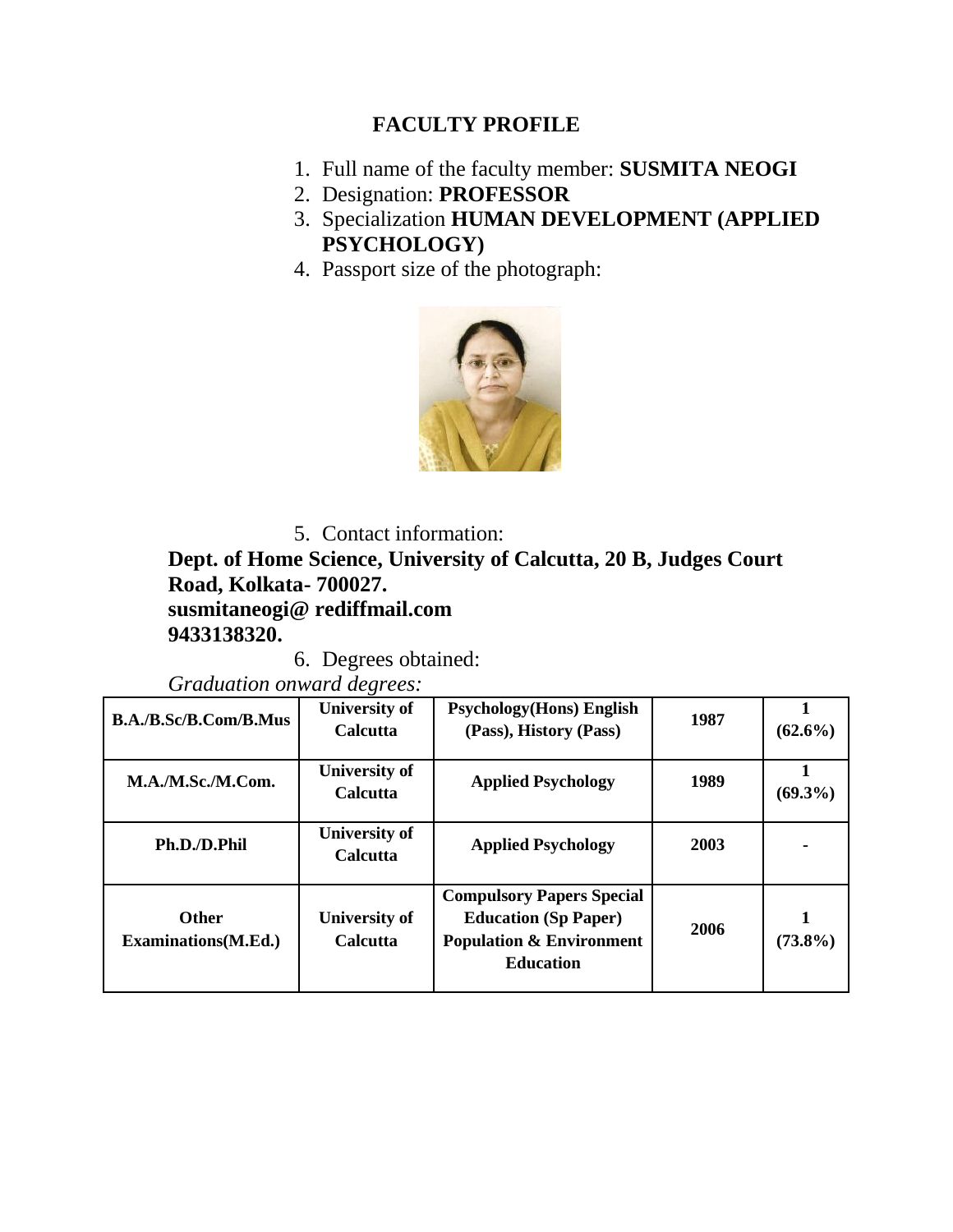# FACULTY PROFILE

1. Full name of the faculty member: **SUSMITA NEOGI**
2. Designation: **PROFESSOR**
3. Specialization **HUMAN DEVELOPMENT (APPLIED PSYCHOLOGY)**
4. Passport size of the photograph:

5. Contact information:

**Dept. of Home Science, University of Calcutta, 20 B, Judges Court Road, Kolkata- 700027.**
**susmitaneogi@ rediffmail.com**
**9433138320.**

6. Degrees obtained:

*Graduation onward degrees:*

| | | | | |
|---|---|---|---|---|
| **B.A./B.Sc/B.Com/B.Mus** | **University of Calcutta** | **Psychology(Hons) English (Pass), History (Pass)** | **1987** | **1 (62.6%)** |
| **M.A./M.Sc./M.Com.** | **University of Calcutta** | **Applied Psychology** | **1989** | **1 (69.3%)** |
| **Ph.D./D.Phil** | **University of Calcutta** | **Applied Psychology** | **2003** | **-** |
| **Other Examinations(M.Ed.)** | **University of Calcutta** | **Compulsory Papers Special Education (Sp Paper) Population & Environment Education** | **2006** | **1 (73.8%)** |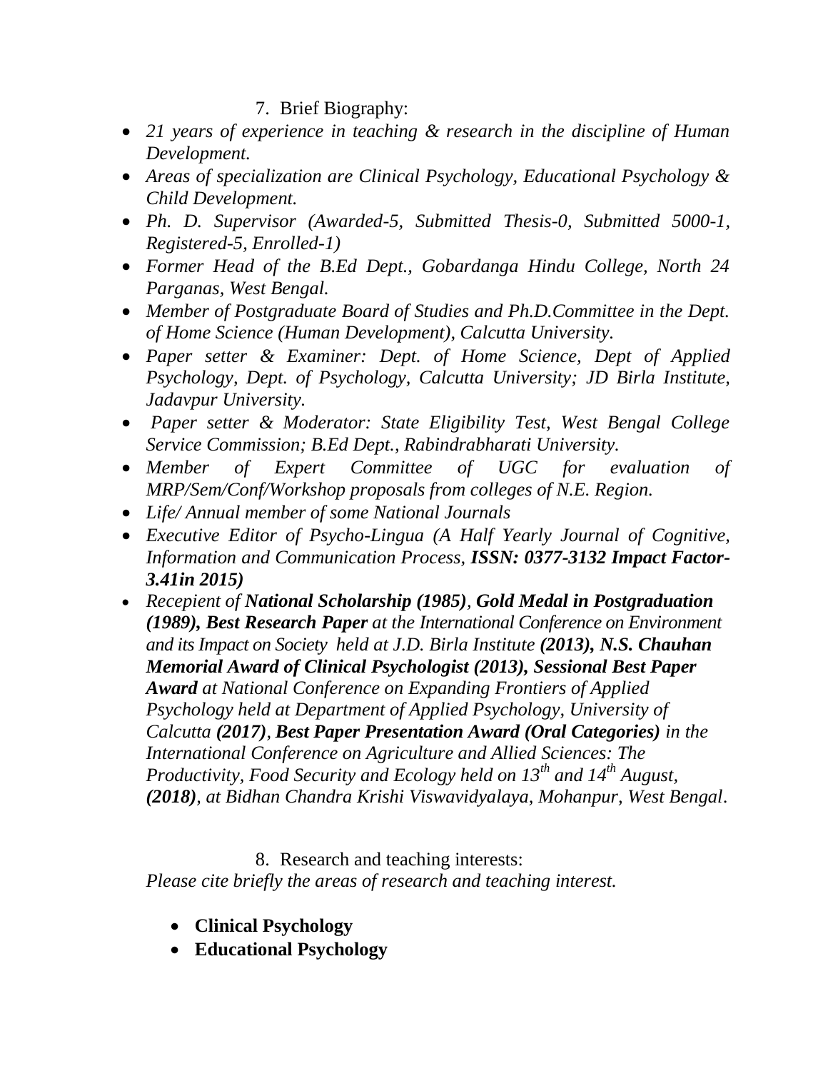7. Brief Biography:

- *21 years of experience in teaching & research in the discipline of Human Development.*
- *Areas of specialization are Clinical Psychology, Educational Psychology & Child Development.*
- *Ph. D. Supervisor (Awarded-5, Submitted Thesis-0, Submitted 5000-1, Registered-5, Enrolled-1)*
- *Former Head of the B.Ed Dept., Gobardanga Hindu College, North 24 Parganas, West Bengal.*
- *Member of Postgraduate Board of Studies and Ph.D.Committee in the Dept. of Home Science (Human Development), Calcutta University.*
- *Paper setter & Examiner: Dept. of Home Science, Dept of Applied Psychology, Dept. of Psychology, Calcutta University; JD Birla Institute, Jadavpur University.*
- *Paper setter & Moderator: State Eligibility Test, West Bengal College Service Commission; B.Ed Dept., Rabindrabharati University.*
- *Member of Expert Committee of UGC for evaluation of MRP/Sem/Conf/Workshop proposals from colleges of N.E. Region.*
- *Life/ Annual member of some National Journals*
- *Executive Editor of Psycho-Lingua (A Half Yearly Journal of Cognitive, Information and Communication Process,* ***ISSN: 0377-3132 Impact Factor-3.41in 2015)***
- *Recepient of* ***National Scholarship (1985)****,* ***Gold Medal in Postgraduation (1989), Best Research Paper*** *at the International Conference on Environment and its Impact on Society held at J.D. Birla Institute* ***(2013), N.S. Chauhan Memorial Award of Clinical Psychologist (2013), Sessional Best Paper Award*** *at National Conference on Expanding Frontiers of Applied Psychology held at Department of Applied Psychology, University of Calcutta* ***(2017)****,* ***Best Paper Presentation Award (Oral Categories)*** *in the International Conference on Agriculture and Allied Sciences: The Productivity, Food Security and Ecology held on 13th and 14th August,* ***(2018)****, at Bidhan Chandra Krishi Viswavidyalaya, Mohanpur, West Bengal.*

8. Research and teaching interests:

*Please cite briefly the areas of research and teaching interest.*

- **Clinical Psychology**
- **Educational Psychology**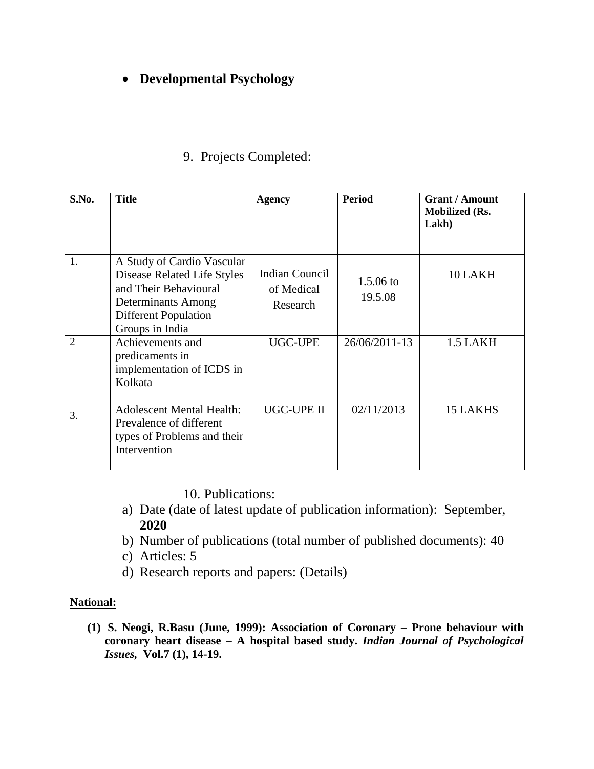- **Developmental Psychology**

9. Projects Completed:

| S.No. | Title | Agency | Period | Grant / Amount Mobilized (Rs. Lakh) |
|---|---|---|---|---|
| 1. | A Study of Cardio Vascular Disease Related Life Styles and Their Behavioural Determinants Among Different Population Groups in India | Indian Council of Medical Research | 1.5.06 to 19.5.08 | 10 LAKH |
| 2 | Achievements and predicaments in implementation of ICDS in Kolkata | UGC-UPE | 26/06/2011-13 | 1.5 LAKH |
| 3. | Adolescent Mental Health: Prevalence of different types of Problems and their Intervention | UGC-UPE II | 02/11/2013 | 15 LAKHS |

10. Publications:

a) Date (date of latest update of publication information): September, **2020**
b) Number of publications (total number of published documents): 40
c) Articles: 5
d) Research reports and papers: (Details)

**National:**

**(1) S. Neogi, R.Basu (June, 1999): Association of Coronary – Prone behaviour with coronary heart disease – A hospital based study. *Indian Journal of Psychological Issues,* Vol.7 (1), 14-19.**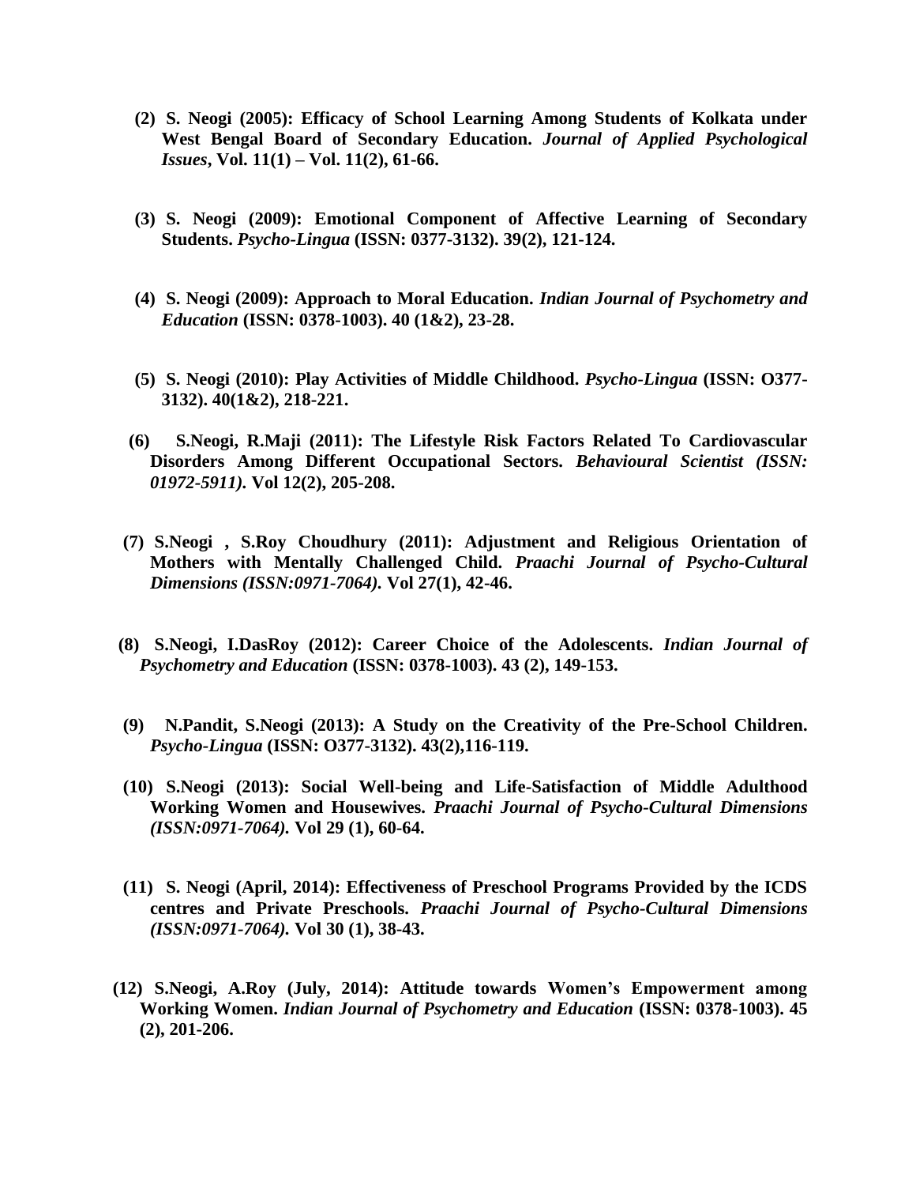**(2) S. Neogi (2005): Efficacy of School Learning Among Students of Kolkata under West Bengal Board of Secondary Education. *Journal of Applied Psychological Issues*, Vol. 11(1) – Vol. 11(2), 61-66.**

**(3) S. Neogi (2009): Emotional Component of Affective Learning of Secondary Students. *Psycho-Lingua* (ISSN: 0377-3132). 39(2), 121-124.**

**(4) S. Neogi (2009): Approach to Moral Education. *Indian Journal of Psychometry and Education* (ISSN: 0378-1003). 40 (1&2), 23-28.**

**(5) S. Neogi (2010): Play Activities of Middle Childhood. *Psycho-Lingua* (ISSN: O377-3132). 40(1&2), 218-221.**

**(6) S.Neogi, R.Maji (2011): The Lifestyle Risk Factors Related To Cardiovascular Disorders Among Different Occupational Sectors. *Behavioural Scientist (ISSN: 01972-5911)*. Vol 12(2), 205-208.**

**(7) S.Neogi , S.Roy Choudhury (2011): Adjustment and Religious Orientation of Mothers with Mentally Challenged Child. *Praachi Journal of Psycho-Cultural Dimensions (ISSN:0971-7064)*. Vol 27(1), 42-46.**

**(8) S.Neogi, I.DasRoy (2012): Career Choice of the Adolescents. *Indian Journal of Psychometry and Education* (ISSN: 0378-1003). 43 (2), 149-153.**

**(9) N.Pandit, S.Neogi (2013): A Study on the Creativity of the Pre-School Children. *Psycho-Lingua* (ISSN: O377-3132). 43(2),116-119.**

**(10) S.Neogi (2013): Social Well-being and Life-Satisfaction of Middle Adulthood Working Women and Housewives. *Praachi Journal of Psycho-Cultural Dimensions (ISSN:0971-7064)*. Vol 29 (1), 60-64.**

**(11) S. Neogi (April, 2014): Effectiveness of Preschool Programs Provided by the ICDS centres and Private Preschools. *Praachi Journal of Psycho-Cultural Dimensions (ISSN:0971-7064)*. Vol 30 (1), 38-43.**

**(12) S.Neogi, A.Roy (July, 2014): Attitude towards Women's Empowerment among Working Women. *Indian Journal of Psychometry and Education* (ISSN: 0378-1003). 45 (2), 201-206.**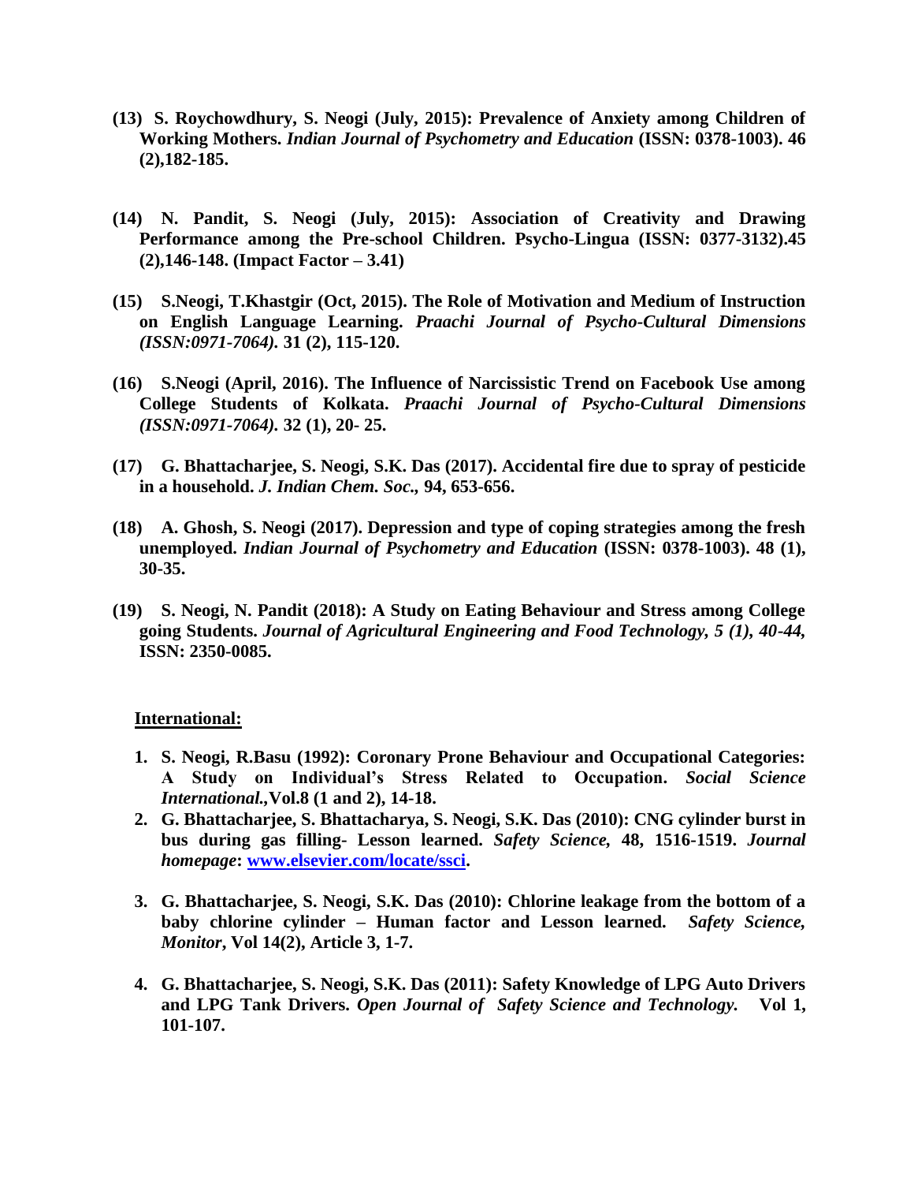**(13) S. Roychowdhury, S. Neogi (July, 2015): Prevalence of Anxiety among Children of Working Mothers.** ***Indian Journal of Psychometry and Education*** **(ISSN: 0378-1003). 46 (2),182-185.**

**(14) N. Pandit, S. Neogi (July, 2015): Association of Creativity and Drawing Performance among the Pre-school Children. Psycho-Lingua (ISSN: 0377-3132).45 (2),146-148. (Impact Factor – 3.41)**

**(15) S.Neogi, T.Khastgir (Oct, 2015). The Role of Motivation and Medium of Instruction on English Language Learning.** ***Praachi Journal of Psycho-Cultural Dimensions (ISSN:0971-7064).*** **31 (2), 115-120.**

**(16) S.Neogi (April, 2016). The Influence of Narcissistic Trend on Facebook Use among College Students of Kolkata.** ***Praachi Journal of Psycho-Cultural Dimensions (ISSN:0971-7064).*** **32 (1), 20- 25.**

**(17) G. Bhattacharjee, S. Neogi, S.K. Das (2017). Accidental fire due to spray of pesticide in a household.** ***J. Indian Chem. Soc.,*** **94, 653-656.**

**(18) A. Ghosh, S. Neogi (2017). Depression and type of coping strategies among the fresh unemployed.** ***Indian Journal of Psychometry and Education*** **(ISSN: 0378-1003). 48 (1), 30-35.**

**(19) S. Neogi, N. Pandit (2018): A Study on Eating Behaviour and Stress among College going Students.** ***Journal of Agricultural Engineering and Food Technology, 5 (1), 40-44,*** **ISSN: 2350-0085.**

**International:**

1. **S. Neogi, R.Basu (1992): Coronary Prone Behaviour and Occupational Categories: A Study on Individual's Stress Related to Occupation.** ***Social Science International.*****,Vol.8 (1 and 2), 14-18.**
2. **G. Bhattacharjee, S. Bhattacharya, S. Neogi, S.K. Das (2010): CNG cylinder burst in bus during gas filling- Lesson learned.** ***Safety Science,*** **48, 1516-1519.** ***Journal homepage*****: [www.elsevier.com/locate/ssci](www.elsevier.com/locate/ssci).**
3. **G. Bhattacharjee, S. Neogi, S.K. Das (2010): Chlorine leakage from the bottom of a baby chlorine cylinder – Human factor and Lesson learned.** ***Safety Science, Monitor*****, Vol 14(2), Article 3, 1-7.**
4. **G. Bhattacharjee, S. Neogi, S.K. Das (2011): Safety Knowledge of LPG Auto Drivers and LPG Tank Drivers.** ***Open Journal of Safety Science and Technology.*** **Vol 1, 101-107.**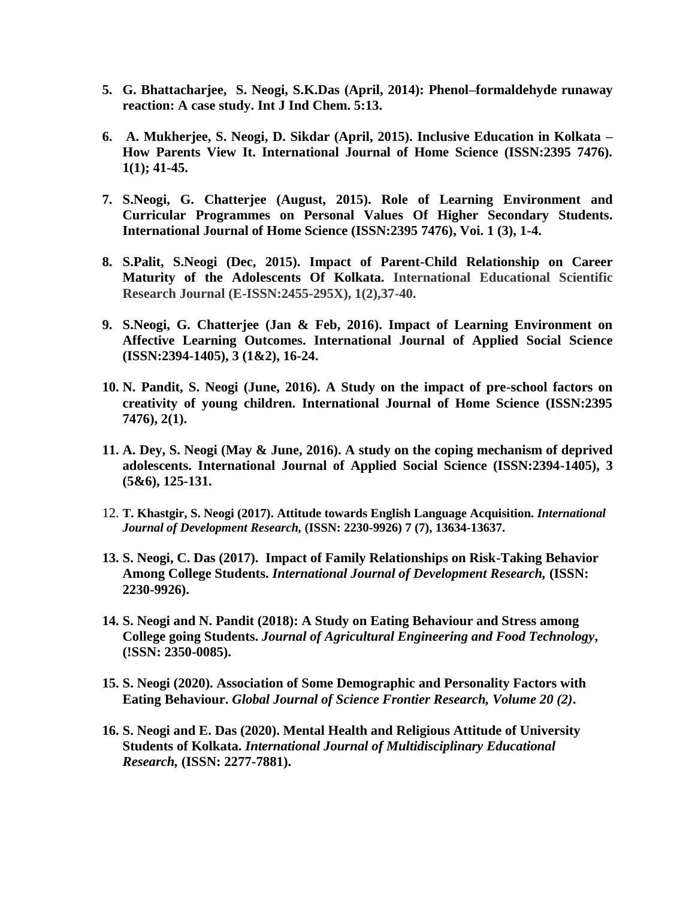5. **G. Bhattacharjee, S. Neogi, S.K.Das (April, 2014): Phenol–formaldehyde runaway reaction: A case study. Int J Ind Chem. 5:13.**

6. **A. Mukherjee, S. Neogi, D. Sikdar (April, 2015). Inclusive Education in Kolkata – How Parents View It. International Journal of Home Science (ISSN:2395 7476). 1(1); 41-45.**

7. **S.Neogi, G. Chatterjee (August, 2015). Role of Learning Environment and Curricular Programmes on Personal Values Of Higher Secondary Students. International Journal of Home Science (ISSN:2395 7476), Voi. 1 (3), 1-4.**

8. **S.Palit, S.Neogi (Dec, 2015). Impact of Parent-Child Relationship on Career Maturity of the Adolescents Of Kolkata. International Educational Scientific Research Journal (E-ISSN:2455-295X), 1(2),37-40.**

9. **S.Neogi, G. Chatterjee (Jan & Feb, 2016). Impact of Learning Environment on Affective Learning Outcomes. International Journal of Applied Social Science (ISSN:2394-1405), 3 (1&2), 16-24.**

10. **N. Pandit, S. Neogi (June, 2016). A Study on the impact of pre-school factors on creativity of young children. International Journal of Home Science (ISSN:2395 7476), 2(1).**

11. **A. Dey, S. Neogi (May & June, 2016). A study on the coping mechanism of deprived adolescents. International Journal of Applied Social Science (ISSN:2394-1405), 3 (5&6), 125-131.**

12. **T. Khastgir, S. Neogi (2017). Attitude towards English Language Acquisition. *International Journal of Development Research,* (ISSN: 2230-9926) 7 (7), 13634-13637.**

13. **S. Neogi, C. Das (2017). Impact of Family Relationships on Risk-Taking Behavior Among College Students. *International Journal of Development Research,* (ISSN: 2230-9926).**

14. **S. Neogi and N. Pandit (2018): A Study on Eating Behaviour and Stress among College going Students. *Journal of Agricultural Engineering and Food Technology*, (!SSN: 2350-0085).**

15. **S. Neogi (2020). Association of Some Demographic and Personality Factors with Eating Behaviour. *Global Journal of Science Frontier Research, Volume 20 (2)*.**

16. **S. Neogi and E. Das (2020). Mental Health and Religious Attitude of University Students of Kolkata. *International Journal of Multidisciplinary Educational Research,* (ISSN: 2277-7881).**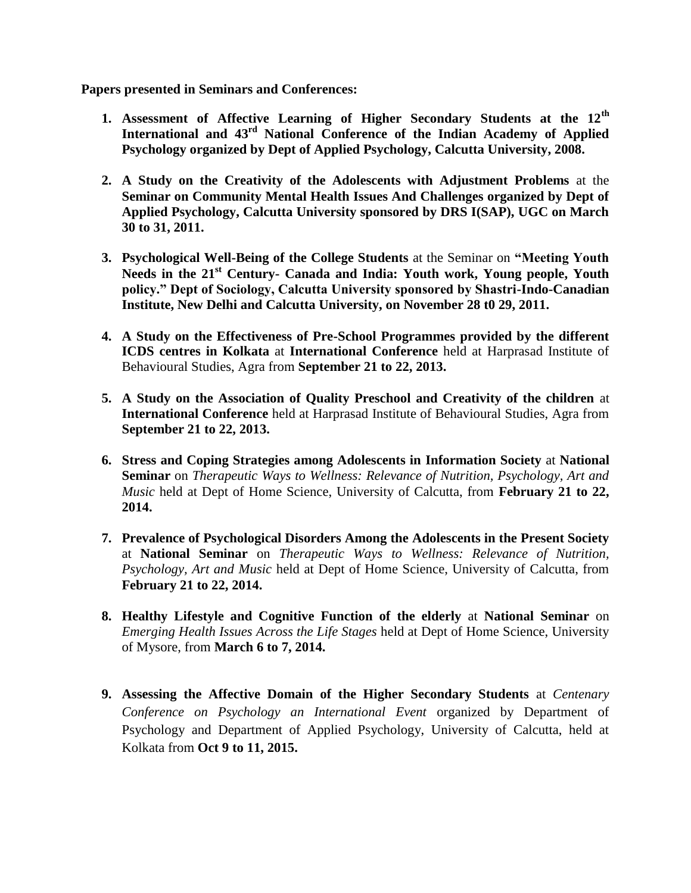**Papers presented in Seminars and Conferences:**

1. **Assessment of Affective Learning of Higher Secondary Students at the 12th International and 43rd National Conference of the Indian Academy of Applied Psychology organized by Dept of Applied Psychology, Calcutta University, 2008.**

2. **A Study on the Creativity of the Adolescents with Adjustment Problems** at the **Seminar on Community Mental Health Issues And Challenges organized by Dept of Applied Psychology, Calcutta University sponsored by DRS I(SAP), UGC on March 30 to 31, 2011.**

3. **Psychological Well-Being of the College Students** at the Seminar on **"Meeting Youth Needs in the 21st Century- Canada and India: Youth work, Young people, Youth policy." Dept of Sociology, Calcutta University sponsored by Shastri-Indo-Canadian Institute, New Delhi and Calcutta University, on November 28 t0 29, 2011.**

4. **A Study on the Effectiveness of Pre-School Programmes provided by the different ICDS centres in Kolkata** at **International Conference** held at Harprasad Institute of Behavioural Studies, Agra from **September 21 to 22, 2013.**

5. **A Study on the Association of Quality Preschool and Creativity of the children** at **International Conference** held at Harprasad Institute of Behavioural Studies, Agra from **September 21 to 22, 2013.**

6. **Stress and Coping Strategies among Adolescents in Information Society** at **National Seminar** on *Therapeutic Ways to Wellness: Relevance of Nutrition, Psychology, Art and Music* held at Dept of Home Science, University of Calcutta, from **February 21 to 22, 2014.**

7. **Prevalence of Psychological Disorders Among the Adolescents in the Present Society** at **National Seminar** on *Therapeutic Ways to Wellness: Relevance of Nutrition, Psychology, Art and Music* held at Dept of Home Science, University of Calcutta, from **February 21 to 22, 2014.**

8. **Healthy Lifestyle and Cognitive Function of the elderly** at **National Seminar** on *Emerging Health Issues Across the Life Stages* held at Dept of Home Science, University of Mysore, from **March 6 to 7, 2014.**

9. **Assessing the Affective Domain of the Higher Secondary Students** at *Centenary Conference on Psychology an International Event* organized by Department of Psychology and Department of Applied Psychology, University of Calcutta, held at Kolkata from **Oct 9 to 11, 2015.**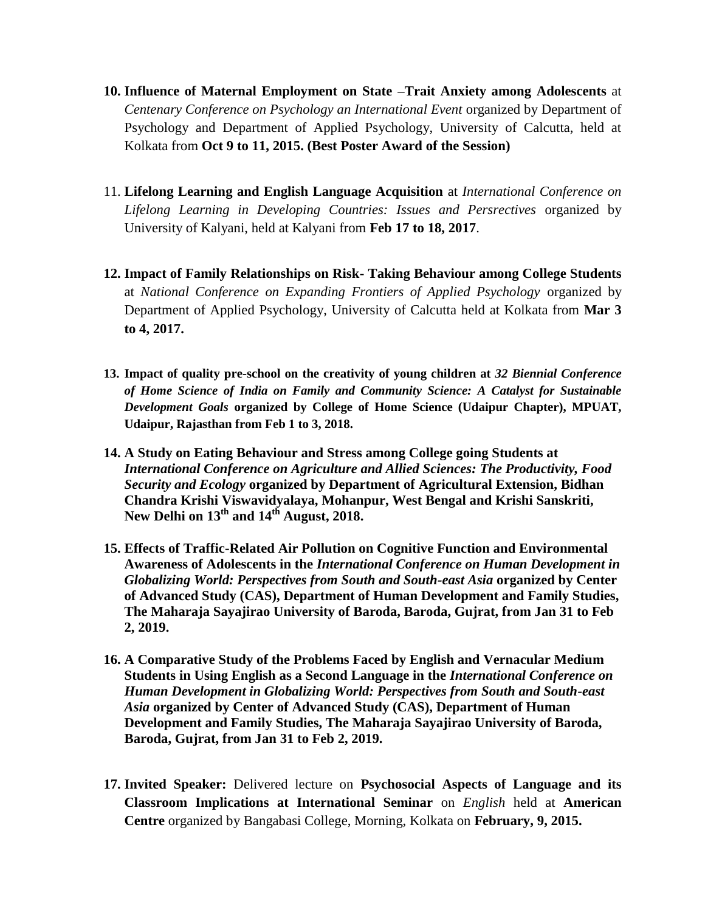10. **Influence of Maternal Employment on State –Trait Anxiety among Adolescents** at *Centenary Conference on Psychology an International Event* organized by Department of Psychology and Department of Applied Psychology, University of Calcutta, held at Kolkata from **Oct 9 to 11, 2015. (Best Poster Award of the Session)**

11. **Lifelong Learning and English Language Acquisition** at *International Conference on Lifelong Learning in Developing Countries: Issues and Persrectives* organized by University of Kalyani, held at Kalyani from **Feb 17 to 18, 2017**.

12. **Impact of Family Relationships on Risk- Taking Behaviour among College Students** at *National Conference on Expanding Frontiers of Applied Psychology* organized by Department of Applied Psychology, University of Calcutta held at Kolkata from **Mar 3 to 4, 2017.**

13. **Impact of quality pre-school on the creativity of young children at *32 Biennial Conference of Home Science of India on Family and Community Science: A Catalyst for Sustainable Development Goals* organized by College of Home Science (Udaipur Chapter), MPUAT, Udaipur, Rajasthan from Feb 1 to 3, 2018.**

14. **A Study on Eating Behaviour and Stress among College going Students at *International Conference on Agriculture and Allied Sciences: The Productivity, Food Security and Ecology* organized by Department of Agricultural Extension, Bidhan Chandra Krishi Viswavidyalaya, Mohanpur, West Bengal and Krishi Sanskriti, New Delhi on 13th and 14th August, 2018.**

15. **Effects of Traffic-Related Air Pollution on Cognitive Function and Environmental Awareness of Adolescents in the *International Conference on Human Development in Globalizing World: Perspectives from South and South-east Asia* organized by Center of Advanced Study (CAS), Department of Human Development and Family Studies, The Maharaja Sayajirao University of Baroda, Baroda, Gujrat, from Jan 31 to Feb 2, 2019.**

16. **A Comparative Study of the Problems Faced by English and Vernacular Medium Students in Using English as a Second Language in the *International Conference on Human Development in Globalizing World: Perspectives from South and South-east Asia* organized by Center of Advanced Study (CAS), Department of Human Development and Family Studies, The Maharaja Sayajirao University of Baroda, Baroda, Gujrat, from Jan 31 to Feb 2, 2019.**

17. **Invited Speaker:** Delivered lecture on **Psychosocial Aspects of Language and its Classroom Implications at International Seminar** on *English* held at **American Centre** organized by Bangabasi College, Morning, Kolkata on **February, 9, 2015.**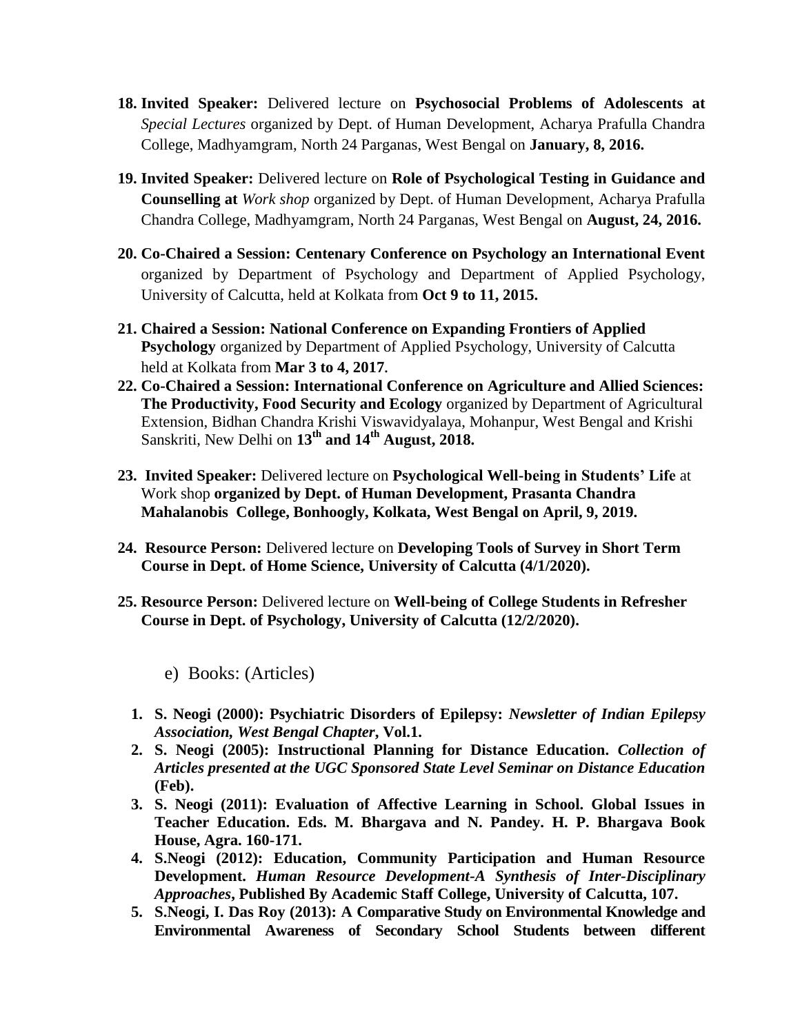18. **Invited Speaker:** Delivered lecture on **Psychosocial Problems of Adolescents at** *Special Lectures* organized by Dept. of Human Development, Acharya Prafulla Chandra College, Madhyamgram, North 24 Parganas, West Bengal on **January, 8, 2016.**

19. **Invited Speaker:** Delivered lecture on **Role of Psychological Testing in Guidance and Counselling at** *Work shop* organized by Dept. of Human Development, Acharya Prafulla Chandra College, Madhyamgram, North 24 Parganas, West Bengal on **August, 24, 2016.**

20. **Co-Chaired a Session: Centenary Conference on Psychology an International Event** organized by Department of Psychology and Department of Applied Psychology, University of Calcutta, held at Kolkata from **Oct 9 to 11, 2015.**

21. **Chaired a Session: National Conference on Expanding Frontiers of Applied Psychology** organized by Department of Applied Psychology, University of Calcutta held at Kolkata from **Mar 3 to 4, 2017.**
22. **Co-Chaired a Session: International Conference on Agriculture and Allied Sciences: The Productivity, Food Security and Ecology** organized by Department of Agricultural Extension, Bidhan Chandra Krishi Viswavidyalaya, Mohanpur, West Bengal and Krishi Sanskriti, New Delhi on **13th and 14th August, 2018.**

23. **Invited Speaker:** Delivered lecture on **Psychological Well-being in Students' Life** at Work shop **organized by Dept. of Human Development, Prasanta Chandra Mahalanobis College, Bonhoogly, Kolkata, West Bengal on April, 9, 2019.**

24. **Resource Person:** Delivered lecture on **Developing Tools of Survey in Short Term Course in Dept. of Home Science, University of Calcutta (4/1/2020).**

25. **Resource Person:** Delivered lecture on **Well-being of College Students in Refresher Course in Dept. of Psychology, University of Calcutta (12/2/2020).**

e) Books: (Articles)

1. **S. Neogi (2000): Psychiatric Disorders of Epilepsy:** ***Newsletter of Indian Epilepsy Association, West Bengal Chapter*****, Vol.1.**
2. **S. Neogi (2005): Instructional Planning for Distance Education.** ***Collection of Articles presented at the UGC Sponsored State Level Seminar on Distance Education*** **(Feb).**
3. **S. Neogi (2011): Evaluation of Affective Learning in School. Global Issues in Teacher Education. Eds. M. Bhargava and N. Pandey. H. P. Bhargava Book House, Agra. 160-171.**
4. **S.Neogi (2012): Education, Community Participation and Human Resource Development.** ***Human Resource Development-A Synthesis of Inter-Disciplinary Approaches*****, Published By Academic Staff College, University of Calcutta, 107.**
5. **S.Neogi, I. Das Roy (2013): A Comparative Study on Environmental Knowledge and Environmental Awareness of Secondary School Students between different**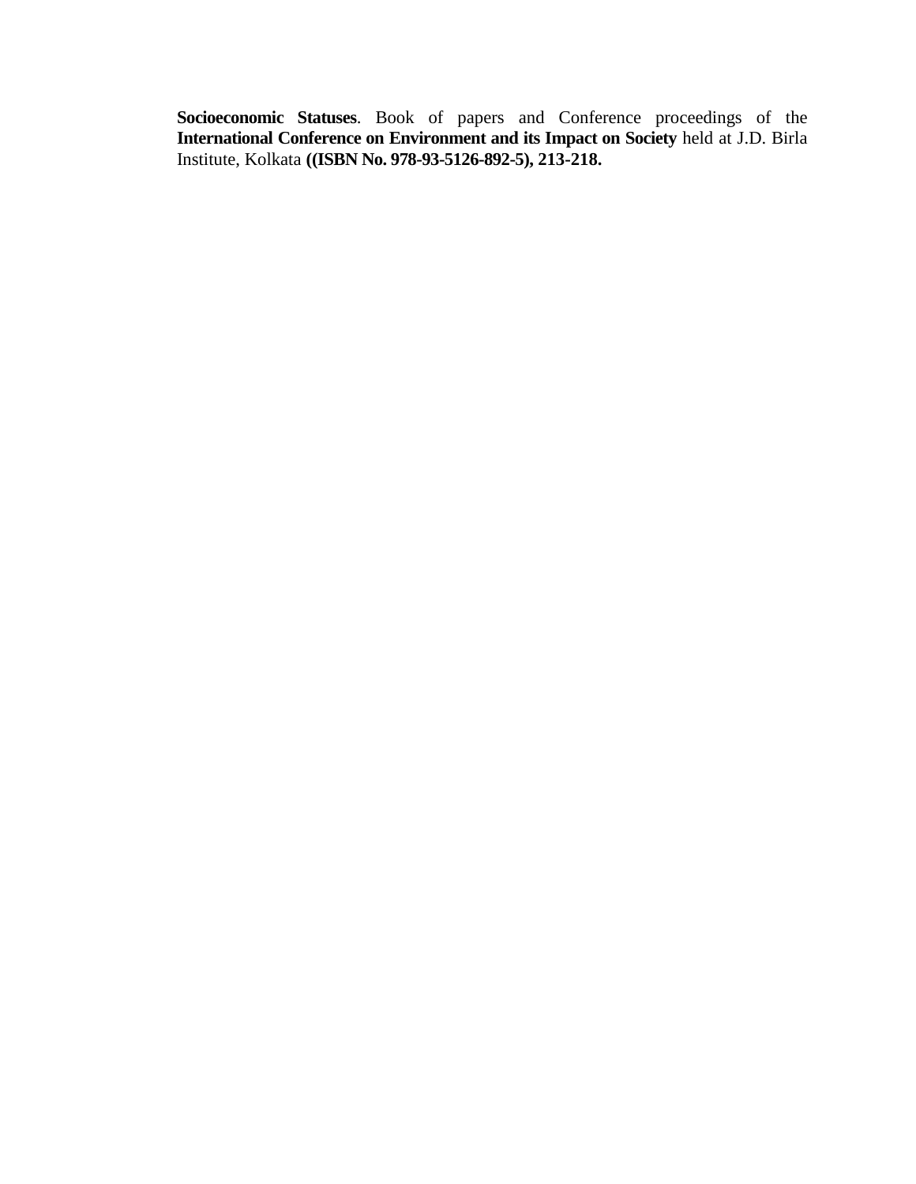**Socioeconomic Statuses**. Book of papers and Conference proceedings of the **International Conference on Environment and its Impact on Society** held at J.D. Birla Institute, Kolkata **((ISBN No. 978-93-5126-892-5), 213-218.**